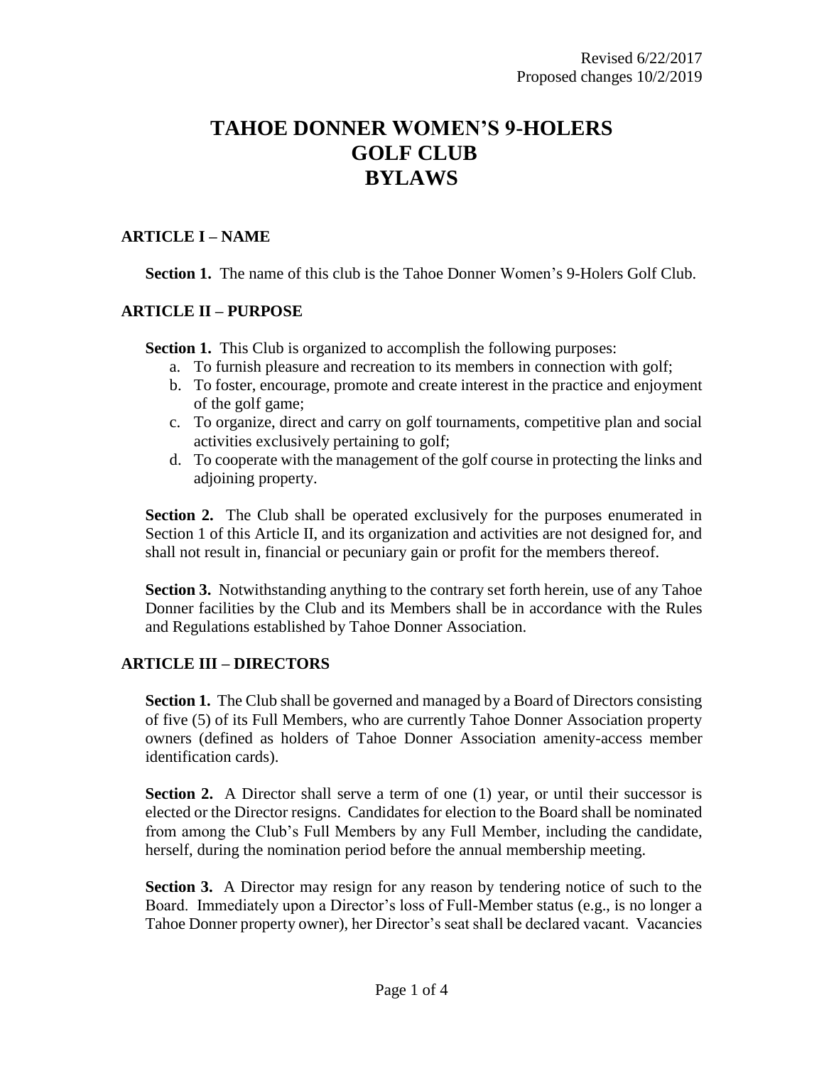Revised 6/22/2017
Proposed changes 10/2/2019

# TAHOE DONNER WOMEN'S 9-HOLERS GOLF CLUB BYLAWS

## ARTICLE I – NAME

**Section 1.** The name of this club is the Tahoe Donner Women's 9-Holers Golf Club.

## ARTICLE II – PURPOSE

**Section 1.** This Club is organized to accomplish the following purposes:

a. To furnish pleasure and recreation to its members in connection with golf;
b. To foster, encourage, promote and create interest in the practice and enjoyment of the golf game;
c. To organize, direct and carry on golf tournaments, competitive plan and social activities exclusively pertaining to golf;
d. To cooperate with the management of the golf course in protecting the links and adjoining property.

**Section 2.** The Club shall be operated exclusively for the purposes enumerated in Section 1 of this Article II, and its organization and activities are not designed for, and shall not result in, financial or pecuniary gain or profit for the members thereof.

**Section 3.** Notwithstanding anything to the contrary set forth herein, use of any Tahoe Donner facilities by the Club and its Members shall be in accordance with the Rules and Regulations established by Tahoe Donner Association.

## ARTICLE III – DIRECTORS

**Section 1.** The Club shall be governed and managed by a Board of Directors consisting of five (5) of its Full Members, who are currently Tahoe Donner Association property owners (defined as holders of Tahoe Donner Association amenity-access member identification cards).

**Section 2.** A Director shall serve a term of one (1) year, or until their successor is elected or the Director resigns. Candidates for election to the Board shall be nominated from among the Club's Full Members by any Full Member, including the candidate, herself, during the nomination period before the annual membership meeting.

**Section 3.** A Director may resign for any reason by tendering notice of such to the Board. Immediately upon a Director's loss of Full-Member status (e.g., is no longer a Tahoe Donner property owner), her Director's seat shall be declared vacant. Vacancies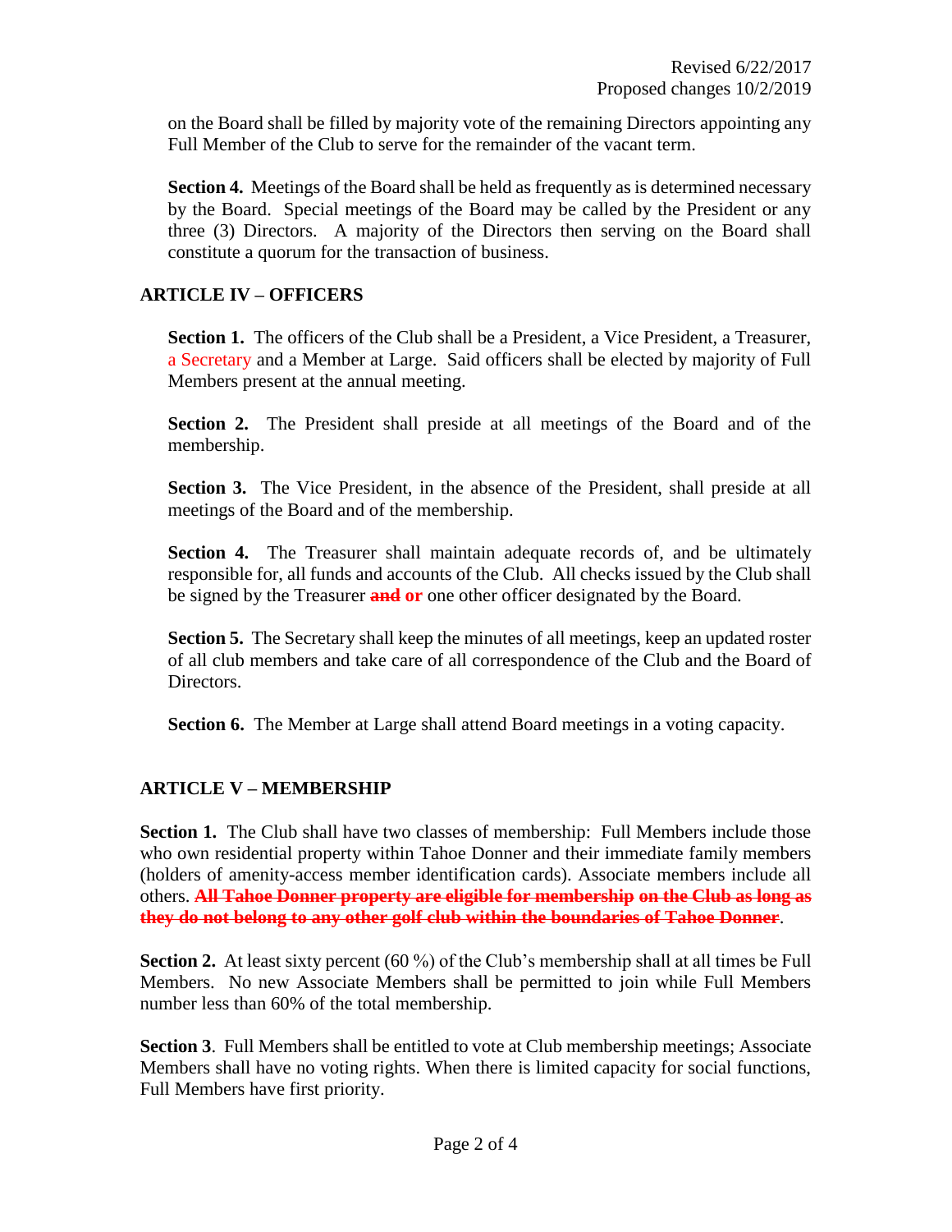on the Board shall be filled by majority vote of the remaining Directors appointing any Full Member of the Club to serve for the remainder of the vacant term.

**Section 4.** Meetings of the Board shall be held as frequently as is determined necessary by the Board. Special meetings of the Board may be called by the President or any three (3) Directors. A majority of the Directors then serving on the Board shall constitute a quorum for the transaction of business.

## ARTICLE IV – OFFICERS

**Section 1.** The officers of the Club shall be a President, a Vice President, a Treasurer, a Secretary and a Member at Large. Said officers shall be elected by majority of Full Members present at the annual meeting.

**Section 2.** The President shall preside at all meetings of the Board and of the membership.

**Section 3.** The Vice President, in the absence of the President, shall preside at all meetings of the Board and of the membership.

**Section 4.** The Treasurer shall maintain adequate records of, and be ultimately responsible for, all funds and accounts of the Club. All checks issued by the Club shall be signed by the Treasurer ~~**and**~~ **or** one other officer designated by the Board.

**Section 5.** The Secretary shall keep the minutes of all meetings, keep an updated roster of all club members and take care of all correspondence of the Club and the Board of Directors.

**Section 6.** The Member at Large shall attend Board meetings in a voting capacity.

## ARTICLE V – MEMBERSHIP

**Section 1.** The Club shall have two classes of membership: Full Members include those who own residential property within Tahoe Donner and their immediate family members (holders of amenity-access member identification cards). Associate members include all others. ~~**All Tahoe Donner property are eligible for membership on the Club as long as they do not belong to any other golf club within the boundaries of Tahoe Donner**~~.

**Section 2.** At least sixty percent (60 %) of the Club's membership shall at all times be Full Members. No new Associate Members shall be permitted to join while Full Members number less than 60% of the total membership.

**Section 3**. Full Members shall be entitled to vote at Club membership meetings; Associate Members shall have no voting rights. When there is limited capacity for social functions, Full Members have first priority.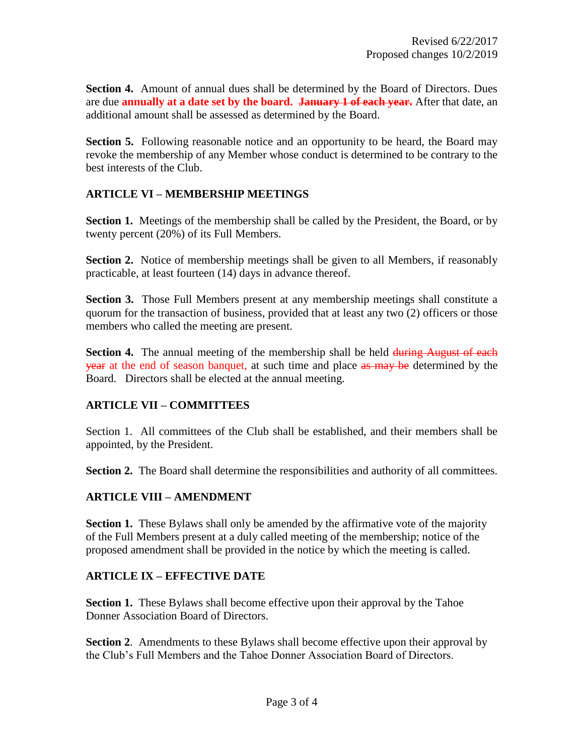Revised 6/22/2017
Proposed changes 10/2/2019

**Section 4.** Amount of annual dues shall be determined by the Board of Directors. Dues are due **annually at a date set by the board.** ~~**January 1 of each year.**~~ After that date, an additional amount shall be assessed as determined by the Board.

**Section 5.** Following reasonable notice and an opportunity to be heard, the Board may revoke the membership of any Member whose conduct is determined to be contrary to the best interests of the Club.

## ARTICLE VI – MEMBERSHIP MEETINGS

**Section 1.** Meetings of the membership shall be called by the President, the Board, or by twenty percent (20%) of its Full Members.

**Section 2.** Notice of membership meetings shall be given to all Members, if reasonably practicable, at least fourteen (14) days in advance thereof.

**Section 3.** Those Full Members present at any membership meetings shall constitute a quorum for the transaction of business, provided that at least any two (2) officers or those members who called the meeting are present.

**Section 4.** The annual meeting of the membership shall be held ~~during August of each year~~ at the end of season banquet, at such time and place ~~as may be~~ determined by the Board. Directors shall be elected at the annual meeting.

## ARTICLE VII – COMMITTEES

Section 1. All committees of the Club shall be established, and their members shall be appointed, by the President.

**Section 2.** The Board shall determine the responsibilities and authority of all committees.

## ARTICLE VIII – AMENDMENT

**Section 1.** These Bylaws shall only be amended by the affirmative vote of the majority of the Full Members present at a duly called meeting of the membership; notice of the proposed amendment shall be provided in the notice by which the meeting is called.

## ARTICLE IX – EFFECTIVE DATE

**Section 1.** These Bylaws shall become effective upon their approval by the Tahoe Donner Association Board of Directors.

**Section 2**. Amendments to these Bylaws shall become effective upon their approval by the Club's Full Members and the Tahoe Donner Association Board of Directors.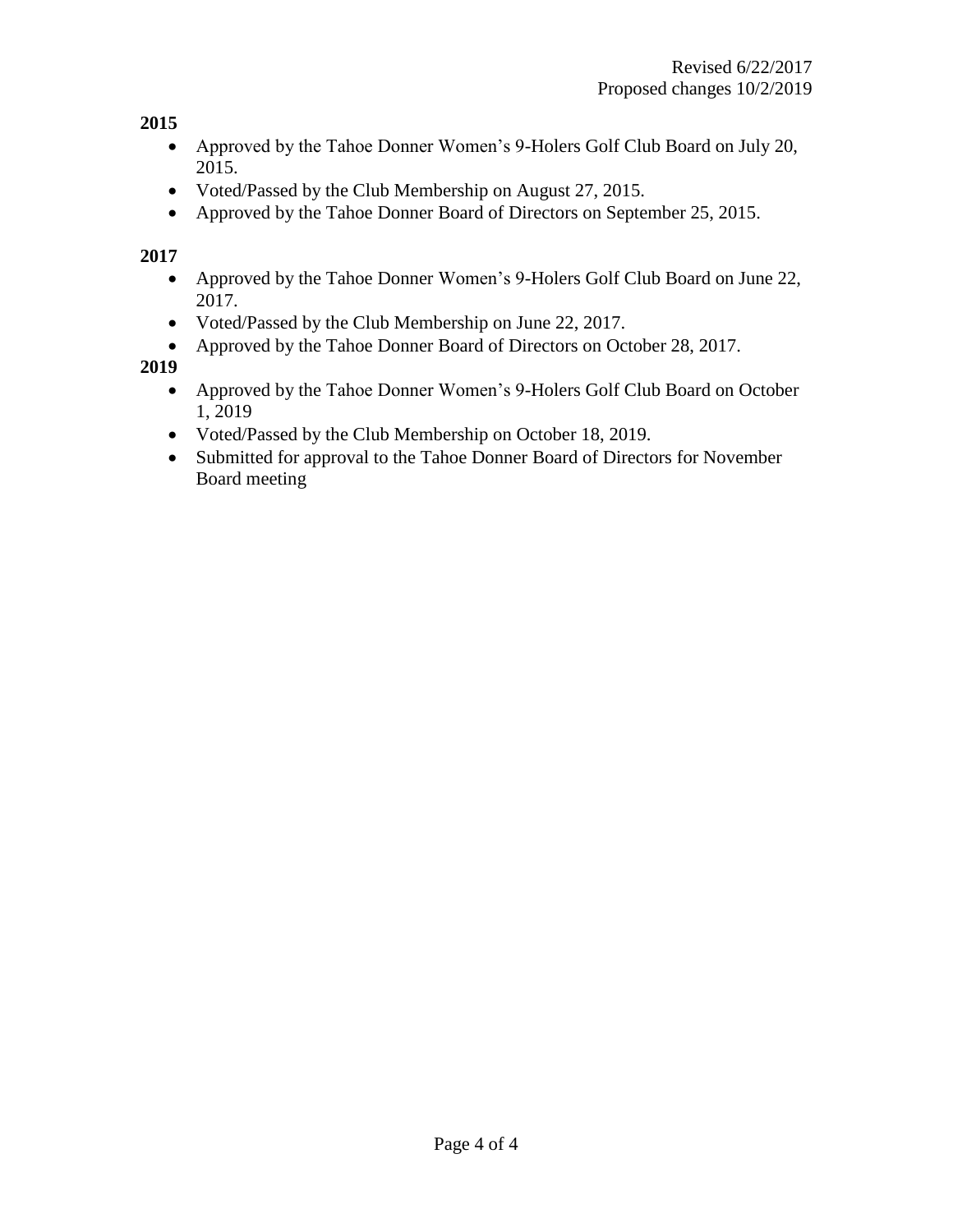Revised 6/22/2017
Proposed changes 10/2/2019

**2015**

- Approved by the Tahoe Donner Women's 9-Holers Golf Club Board on July 20, 2015.
- Voted/Passed by the Club Membership on August 27, 2015.
- Approved by the Tahoe Donner Board of Directors on September 25, 2015.

**2017**

- Approved by the Tahoe Donner Women's 9-Holers Golf Club Board on June 22, 2017.
- Voted/Passed by the Club Membership on June 22, 2017.
- Approved by the Tahoe Donner Board of Directors on October 28, 2017.

**2019**

- Approved by the Tahoe Donner Women's 9-Holers Golf Club Board on October 1, 2019
- Voted/Passed by the Club Membership on October 18, 2019.
- Submitted for approval to the Tahoe Donner Board of Directors for November Board meeting